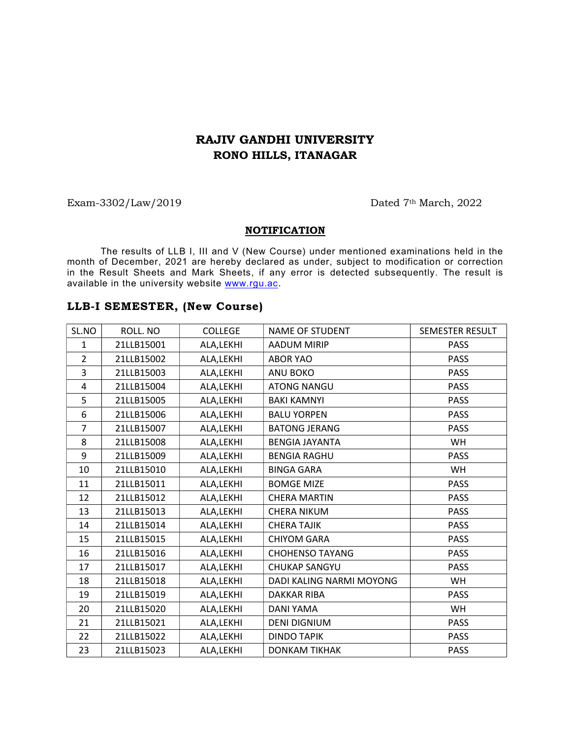# RAJIV GANDHI UNIVERSITY
## RONO HILLS, ITANAGAR

Exam-3302/Law/2019 Dated 7th March, 2022

**NOTIFICATION**

The results of LLB I, III and V (New Course) under mentioned examinations held in the month of December, 2021 are hereby declared as under, subject to modification or correction in the Result Sheets and Mark Sheets, if any error is detected subsequently. The result is available in the university website www.rgu.ac.

### LLB-I SEMESTER, (New Course)

| SL.NO | ROLL. NO | COLLEGE | NAME OF STUDENT | SEMESTER RESULT |
|---|---|---|---|---|
| 1 | 21LLB15001 | ALA,LEKHI | AADUM MIRIP | PASS |
| 2 | 21LLB15002 | ALA,LEKHI | ABOR YAO | PASS |
| 3 | 21LLB15003 | ALA,LEKHI | ANU BOKO | PASS |
| 4 | 21LLB15004 | ALA,LEKHI | ATONG NANGU | PASS |
| 5 | 21LLB15005 | ALA,LEKHI | BAKI KAMNYI | PASS |
| 6 | 21LLB15006 | ALA,LEKHI | BALU YORPEN | PASS |
| 7 | 21LLB15007 | ALA,LEKHI | BATONG JERANG | PASS |
| 8 | 21LLB15008 | ALA,LEKHI | BENGIA JAYANTA | WH |
| 9 | 21LLB15009 | ALA,LEKHI | BENGIA RAGHU | PASS |
| 10 | 21LLB15010 | ALA,LEKHI | BINGA GARA | WH |
| 11 | 21LLB15011 | ALA,LEKHI | BOMGE MIZE | PASS |
| 12 | 21LLB15012 | ALA,LEKHI | CHERA MARTIN | PASS |
| 13 | 21LLB15013 | ALA,LEKHI | CHERA NIKUM | PASS |
| 14 | 21LLB15014 | ALA,LEKHI | CHERA TAJIK | PASS |
| 15 | 21LLB15015 | ALA,LEKHI | CHIYOM GARA | PASS |
| 16 | 21LLB15016 | ALA,LEKHI | CHOHENSO TAYANG | PASS |
| 17 | 21LLB15017 | ALA,LEKHI | CHUKAP SANGYU | PASS |
| 18 | 21LLB15018 | ALA,LEKHI | DADI KALING NARMI MOYONG | WH |
| 19 | 21LLB15019 | ALA,LEKHI | DAKKAR RIBA | PASS |
| 20 | 21LLB15020 | ALA,LEKHI | DANI YAMA | WH |
| 21 | 21LLB15021 | ALA,LEKHI | DENI DIGNIUM | PASS |
| 22 | 21LLB15022 | ALA,LEKHI | DINDO TAPIK | PASS |
| 23 | 21LLB15023 | ALA,LEKHI | DONKAM TIKHAK | PASS |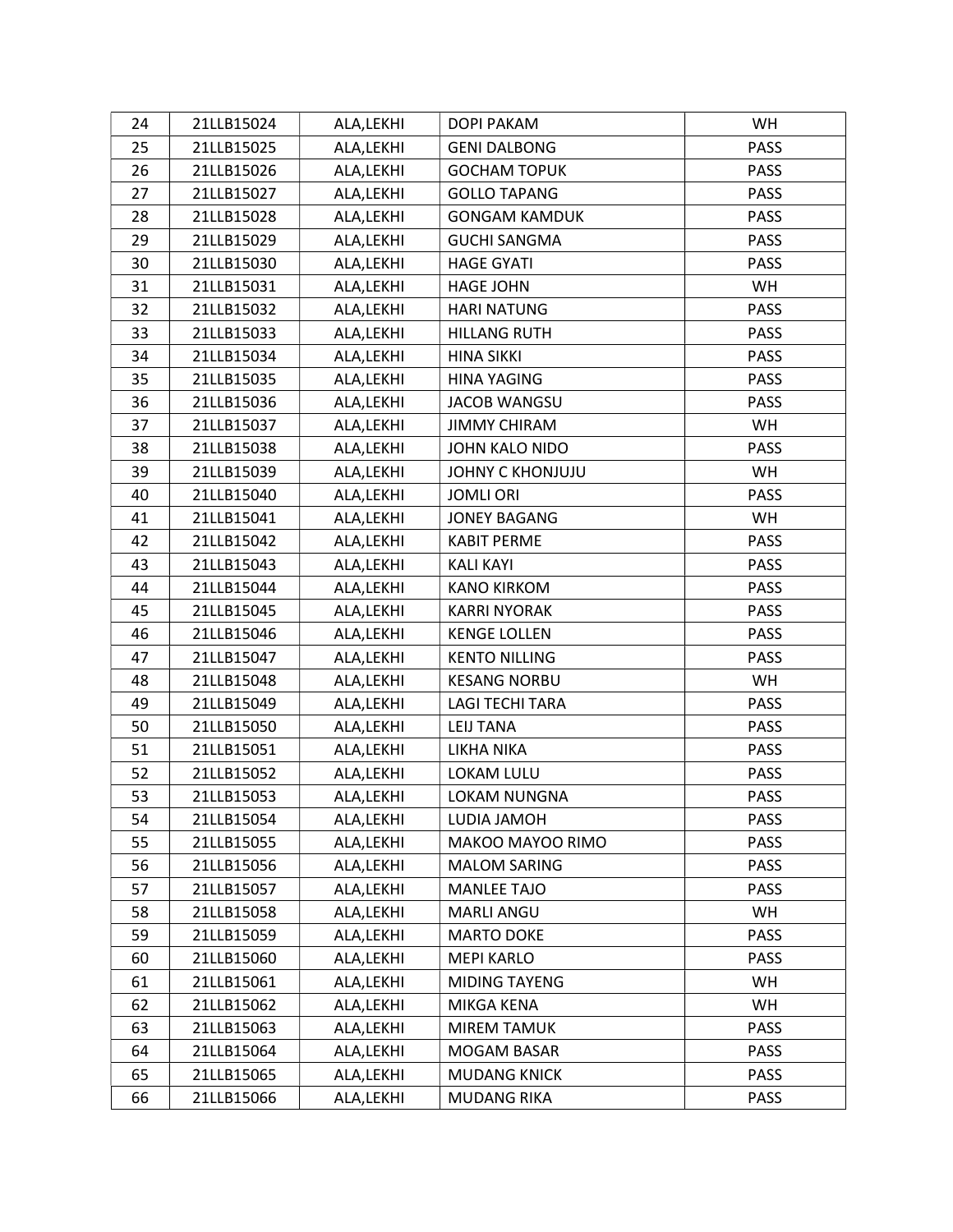| 24 | 21LLB15024 | ALA,LEKHI | DOPI PAKAM | WH |
|---|---|---|---|---|
| 25 | 21LLB15025 | ALA,LEKHI | GENI DALBONG | PASS |
| 26 | 21LLB15026 | ALA,LEKHI | GOCHAM TOPUK | PASS |
| 27 | 21LLB15027 | ALA,LEKHI | GOLLO TAPANG | PASS |
| 28 | 21LLB15028 | ALA,LEKHI | GONGAM KAMDUK | PASS |
| 29 | 21LLB15029 | ALA,LEKHI | GUCHI SANGMA | PASS |
| 30 | 21LLB15030 | ALA,LEKHI | HAGE GYATI | PASS |
| 31 | 21LLB15031 | ALA,LEKHI | HAGE JOHN | WH |
| 32 | 21LLB15032 | ALA,LEKHI | HARI NATUNG | PASS |
| 33 | 21LLB15033 | ALA,LEKHI | HILLANG RUTH | PASS |
| 34 | 21LLB15034 | ALA,LEKHI | HINA SIKKI | PASS |
| 35 | 21LLB15035 | ALA,LEKHI | HINA YAGING | PASS |
| 36 | 21LLB15036 | ALA,LEKHI | JACOB WANGSU | PASS |
| 37 | 21LLB15037 | ALA,LEKHI | JIMMY CHIRAM | WH |
| 38 | 21LLB15038 | ALA,LEKHI | JOHN KALO NIDO | PASS |
| 39 | 21LLB15039 | ALA,LEKHI | JOHNY C KHONJUJU | WH |
| 40 | 21LLB15040 | ALA,LEKHI | JOMLI ORI | PASS |
| 41 | 21LLB15041 | ALA,LEKHI | JONEY BAGANG | WH |
| 42 | 21LLB15042 | ALA,LEKHI | KABIT PERME | PASS |
| 43 | 21LLB15043 | ALA,LEKHI | KALI KAYI | PASS |
| 44 | 21LLB15044 | ALA,LEKHI | KANO KIRKOM | PASS |
| 45 | 21LLB15045 | ALA,LEKHI | KARRI NYORAK | PASS |
| 46 | 21LLB15046 | ALA,LEKHI | KENGE LOLLEN | PASS |
| 47 | 21LLB15047 | ALA,LEKHI | KENTO NILLING | PASS |
| 48 | 21LLB15048 | ALA,LEKHI | KESANG NORBU | WH |
| 49 | 21LLB15049 | ALA,LEKHI | LAGI TECHI TARA | PASS |
| 50 | 21LLB15050 | ALA,LEKHI | LEIJ TANA | PASS |
| 51 | 21LLB15051 | ALA,LEKHI | LIKHA NIKA | PASS |
| 52 | 21LLB15052 | ALA,LEKHI | LOKAM LULU | PASS |
| 53 | 21LLB15053 | ALA,LEKHI | LOKAM NUNGNA | PASS |
| 54 | 21LLB15054 | ALA,LEKHI | LUDIA JAMOH | PASS |
| 55 | 21LLB15055 | ALA,LEKHI | MAKOO MAYOO RIMO | PASS |
| 56 | 21LLB15056 | ALA,LEKHI | MALOM SARING | PASS |
| 57 | 21LLB15057 | ALA,LEKHI | MANLEE TAJO | PASS |
| 58 | 21LLB15058 | ALA,LEKHI | MARLI ANGU | WH |
| 59 | 21LLB15059 | ALA,LEKHI | MARTO DOKE | PASS |
| 60 | 21LLB15060 | ALA,LEKHI | MEPI KARLO | PASS |
| 61 | 21LLB15061 | ALA,LEKHI | MIDING TAYENG | WH |
| 62 | 21LLB15062 | ALA,LEKHI | MIKGA KENA | WH |
| 63 | 21LLB15063 | ALA,LEKHI | MIREM TAMUK | PASS |
| 64 | 21LLB15064 | ALA,LEKHI | MOGAM BASAR | PASS |
| 65 | 21LLB15065 | ALA,LEKHI | MUDANG KNICK | PASS |
| 66 | 21LLB15066 | ALA,LEKHI | MUDANG RIKA | PASS |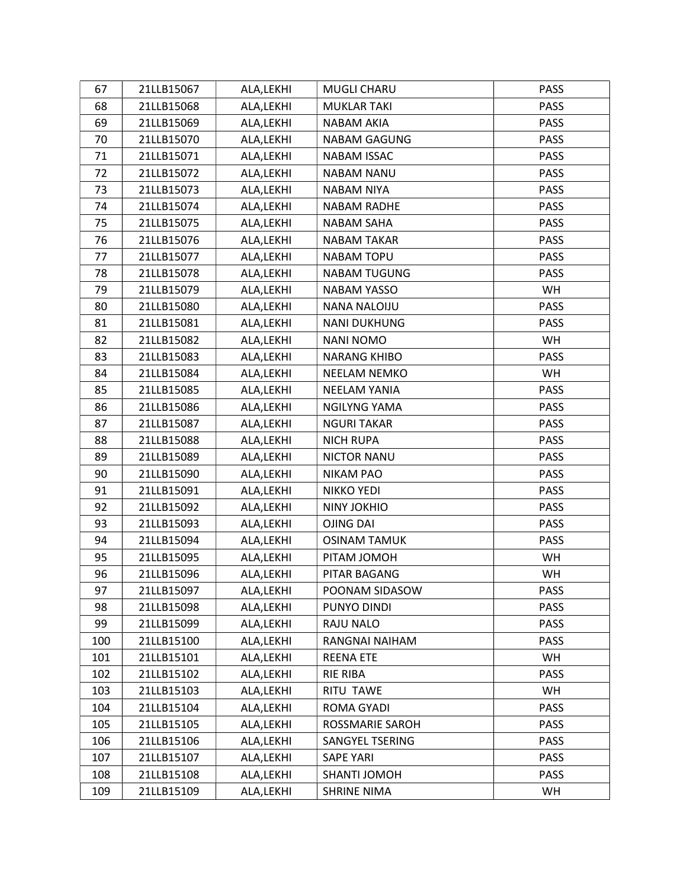| 67 | 21LLB15067 | ALA,LEKHI | MUGLI CHARU | PASS |
|---|---|---|---|---|
| 68 | 21LLB15068 | ALA,LEKHI | MUKLAR TAKI | PASS |
| 69 | 21LLB15069 | ALA,LEKHI | NABAM AKIA | PASS |
| 70 | 21LLB15070 | ALA,LEKHI | NABAM GAGUNG | PASS |
| 71 | 21LLB15071 | ALA,LEKHI | NABAM ISSAC | PASS |
| 72 | 21LLB15072 | ALA,LEKHI | NABAM NANU | PASS |
| 73 | 21LLB15073 | ALA,LEKHI | NABAM NIYA | PASS |
| 74 | 21LLB15074 | ALA,LEKHI | NABAM RADHE | PASS |
| 75 | 21LLB15075 | ALA,LEKHI | NABAM SAHA | PASS |
| 76 | 21LLB15076 | ALA,LEKHI | NABAM TAKAR | PASS |
| 77 | 21LLB15077 | ALA,LEKHI | NABAM TOPU | PASS |
| 78 | 21LLB15078 | ALA,LEKHI | NABAM TUGUNG | PASS |
| 79 | 21LLB15079 | ALA,LEKHI | NABAM YASSO | WH |
| 80 | 21LLB15080 | ALA,LEKHI | NANA NALOIJU | PASS |
| 81 | 21LLB15081 | ALA,LEKHI | NANI DUKHUNG | PASS |
| 82 | 21LLB15082 | ALA,LEKHI | NANI NOMO | WH |
| 83 | 21LLB15083 | ALA,LEKHI | NARANG KHIBO | PASS |
| 84 | 21LLB15084 | ALA,LEKHI | NEELAM NEMKO | WH |
| 85 | 21LLB15085 | ALA,LEKHI | NEELAM YANIA | PASS |
| 86 | 21LLB15086 | ALA,LEKHI | NGILYNG YAMA | PASS |
| 87 | 21LLB15087 | ALA,LEKHI | NGURI TAKAR | PASS |
| 88 | 21LLB15088 | ALA,LEKHI | NICH RUPA | PASS |
| 89 | 21LLB15089 | ALA,LEKHI | NICTOR NANU | PASS |
| 90 | 21LLB15090 | ALA,LEKHI | NIKAM PAO | PASS |
| 91 | 21LLB15091 | ALA,LEKHI | NIKKO YEDI | PASS |
| 92 | 21LLB15092 | ALA,LEKHI | NINY JOKHIO | PASS |
| 93 | 21LLB15093 | ALA,LEKHI | OJING DAI | PASS |
| 94 | 21LLB15094 | ALA,LEKHI | OSINAM TAMUK | PASS |
| 95 | 21LLB15095 | ALA,LEKHI | PITAM JOMOH | WH |
| 96 | 21LLB15096 | ALA,LEKHI | PITAR BAGANG | WH |
| 97 | 21LLB15097 | ALA,LEKHI | POONAM SIDASOW | PASS |
| 98 | 21LLB15098 | ALA,LEKHI | PUNYO DINDI | PASS |
| 99 | 21LLB15099 | ALA,LEKHI | RAJU NALO | PASS |
| 100 | 21LLB15100 | ALA,LEKHI | RANGNAI NAIHAM | PASS |
| 101 | 21LLB15101 | ALA,LEKHI | REENA ETE | WH |
| 102 | 21LLB15102 | ALA,LEKHI | RIE RIBA | PASS |
| 103 | 21LLB15103 | ALA,LEKHI | RITU TAWE | WH |
| 104 | 21LLB15104 | ALA,LEKHI | ROMA GYADI | PASS |
| 105 | 21LLB15105 | ALA,LEKHI | ROSSMARIE SAROH | PASS |
| 106 | 21LLB15106 | ALA,LEKHI | SANGYEL TSERING | PASS |
| 107 | 21LLB15107 | ALA,LEKHI | SAPE YARI | PASS |
| 108 | 21LLB15108 | ALA,LEKHI | SHANTI JOMOH | PASS |
| 109 | 21LLB15109 | ALA,LEKHI | SHRINE NIMA | WH |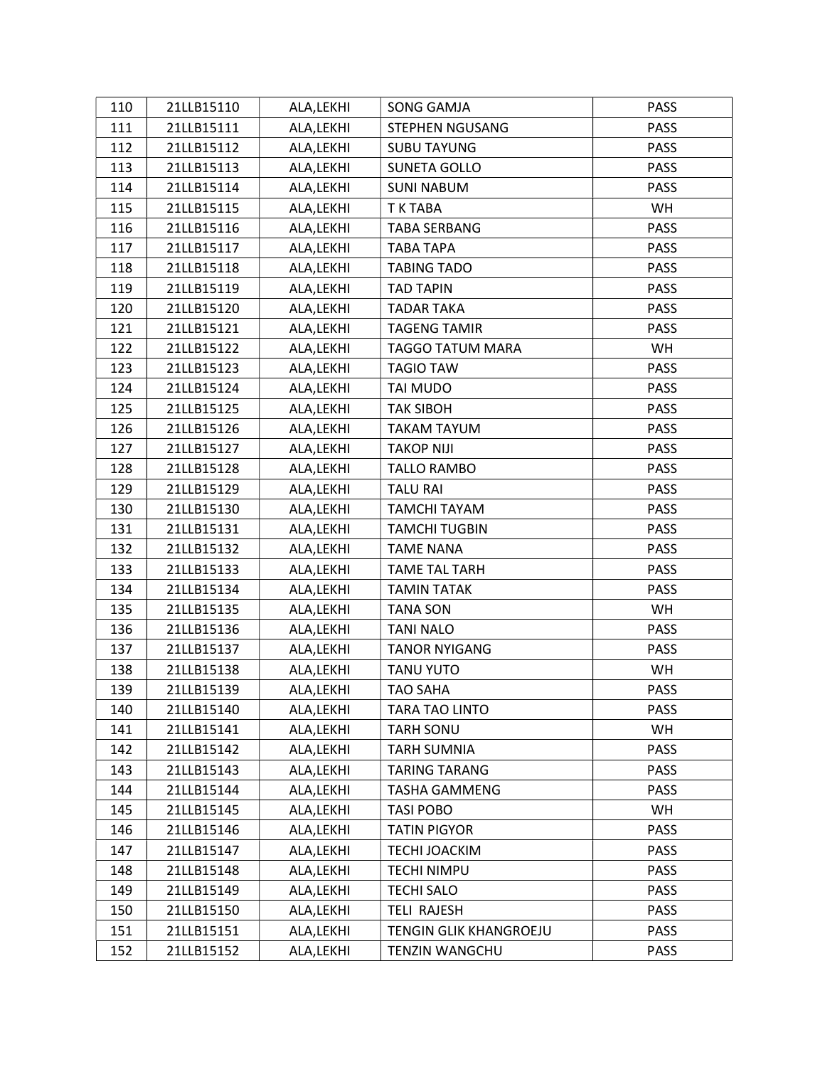| 110 | 21LLB15110 | ALA,LEKHI | SONG GAMJA | PASS |
|---|---|---|---|---|
| 111 | 21LLB15111 | ALA,LEKHI | STEPHEN NGUSANG | PASS |
| 112 | 21LLB15112 | ALA,LEKHI | SUBU TAYUNG | PASS |
| 113 | 21LLB15113 | ALA,LEKHI | SUNETA GOLLO | PASS |
| 114 | 21LLB15114 | ALA,LEKHI | SUNI NABUM | PASS |
| 115 | 21LLB15115 | ALA,LEKHI | T K TABA | WH |
| 116 | 21LLB15116 | ALA,LEKHI | TABA SERBANG | PASS |
| 117 | 21LLB15117 | ALA,LEKHI | TABA TAPA | PASS |
| 118 | 21LLB15118 | ALA,LEKHI | TABING TADO | PASS |
| 119 | 21LLB15119 | ALA,LEKHI | TAD TAPIN | PASS |
| 120 | 21LLB15120 | ALA,LEKHI | TADAR TAKA | PASS |
| 121 | 21LLB15121 | ALA,LEKHI | TAGENG TAMIR | PASS |
| 122 | 21LLB15122 | ALA,LEKHI | TAGGO TATUM MARA | WH |
| 123 | 21LLB15123 | ALA,LEKHI | TAGIO TAW | PASS |
| 124 | 21LLB15124 | ALA,LEKHI | TAI MUDO | PASS |
| 125 | 21LLB15125 | ALA,LEKHI | TAK SIBOH | PASS |
| 126 | 21LLB15126 | ALA,LEKHI | TAKAM TAYUM | PASS |
| 127 | 21LLB15127 | ALA,LEKHI | TAKOP NIJI | PASS |
| 128 | 21LLB15128 | ALA,LEKHI | TALLO RAMBO | PASS |
| 129 | 21LLB15129 | ALA,LEKHI | TALU RAI | PASS |
| 130 | 21LLB15130 | ALA,LEKHI | TAMCHI TAYAM | PASS |
| 131 | 21LLB15131 | ALA,LEKHI | TAMCHI TUGBIN | PASS |
| 132 | 21LLB15132 | ALA,LEKHI | TAME NANA | PASS |
| 133 | 21LLB15133 | ALA,LEKHI | TAME TAL TARH | PASS |
| 134 | 21LLB15134 | ALA,LEKHI | TAMIN TATAK | PASS |
| 135 | 21LLB15135 | ALA,LEKHI | TANA SON | WH |
| 136 | 21LLB15136 | ALA,LEKHI | TANI NALO | PASS |
| 137 | 21LLB15137 | ALA,LEKHI | TANOR NYIGANG | PASS |
| 138 | 21LLB15138 | ALA,LEKHI | TANU YUTO | WH |
| 139 | 21LLB15139 | ALA,LEKHI | TAO SAHA | PASS |
| 140 | 21LLB15140 | ALA,LEKHI | TARA TAO LINTO | PASS |
| 141 | 21LLB15141 | ALA,LEKHI | TARH SONU | WH |
| 142 | 21LLB15142 | ALA,LEKHI | TARH SUMNIA | PASS |
| 143 | 21LLB15143 | ALA,LEKHI | TARING TARANG | PASS |
| 144 | 21LLB15144 | ALA,LEKHI | TASHA GAMMENG | PASS |
| 145 | 21LLB15145 | ALA,LEKHI | TASI POBO | WH |
| 146 | 21LLB15146 | ALA,LEKHI | TATIN PIGYOR | PASS |
| 147 | 21LLB15147 | ALA,LEKHI | TECHI JOACKIM | PASS |
| 148 | 21LLB15148 | ALA,LEKHI | TECHI NIMPU | PASS |
| 149 | 21LLB15149 | ALA,LEKHI | TECHI SALO | PASS |
| 150 | 21LLB15150 | ALA,LEKHI | TELI RAJESH | PASS |
| 151 | 21LLB15151 | ALA,LEKHI | TENGIN GLIK KHANGROEJU | PASS |
| 152 | 21LLB15152 | ALA,LEKHI | TENZIN WANGCHU | PASS |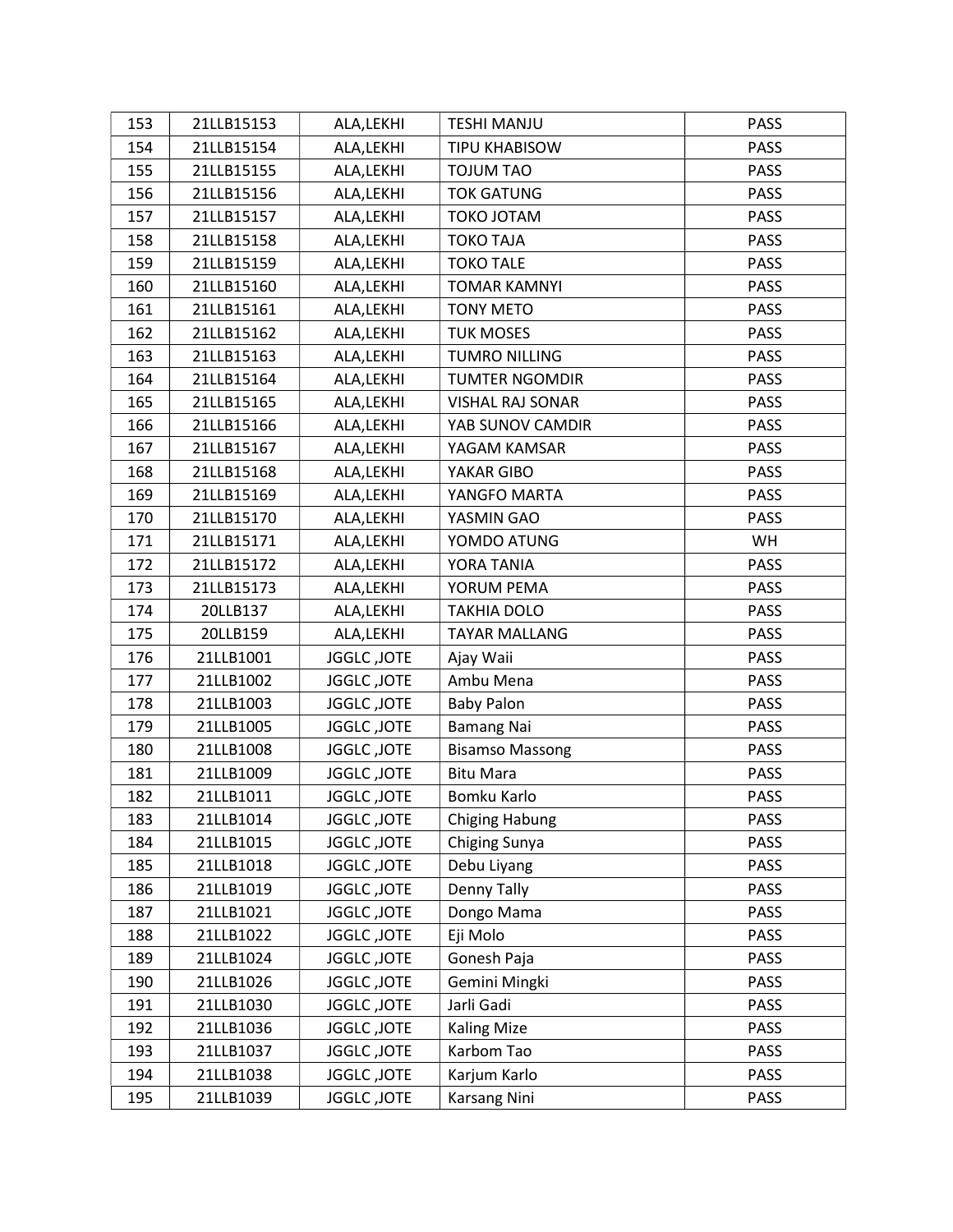| 153 | 21LLB15153 | ALA,LEKHI | TESHI MANJU | PASS |
|---|---|---|---|---|
| 154 | 21LLB15154 | ALA,LEKHI | TIPU KHABISOW | PASS |
| 155 | 21LLB15155 | ALA,LEKHI | TOJUM TAO | PASS |
| 156 | 21LLB15156 | ALA,LEKHI | TOK GATUNG | PASS |
| 157 | 21LLB15157 | ALA,LEKHI | TOKO JOTAM | PASS |
| 158 | 21LLB15158 | ALA,LEKHI | TOKO TAJA | PASS |
| 159 | 21LLB15159 | ALA,LEKHI | TOKO TALE | PASS |
| 160 | 21LLB15160 | ALA,LEKHI | TOMAR KAMNYI | PASS |
| 161 | 21LLB15161 | ALA,LEKHI | TONY METO | PASS |
| 162 | 21LLB15162 | ALA,LEKHI | TUK MOSES | PASS |
| 163 | 21LLB15163 | ALA,LEKHI | TUMRO NILLING | PASS |
| 164 | 21LLB15164 | ALA,LEKHI | TUMTER NGOMDIR | PASS |
| 165 | 21LLB15165 | ALA,LEKHI | VISHAL RAJ SONAR | PASS |
| 166 | 21LLB15166 | ALA,LEKHI | YAB SUNOV CAMDIR | PASS |
| 167 | 21LLB15167 | ALA,LEKHI | YAGAM KAMSAR | PASS |
| 168 | 21LLB15168 | ALA,LEKHI | YAKAR GIBO | PASS |
| 169 | 21LLB15169 | ALA,LEKHI | YANGFO MARTA | PASS |
| 170 | 21LLB15170 | ALA,LEKHI | YASMIN GAO | PASS |
| 171 | 21LLB15171 | ALA,LEKHI | YOMDO ATUNG | WH |
| 172 | 21LLB15172 | ALA,LEKHI | YORA TANIA | PASS |
| 173 | 21LLB15173 | ALA,LEKHI | YORUM PEMA | PASS |
| 174 | 20LLB137 | ALA,LEKHI | TAKHIA DOLO | PASS |
| 175 | 20LLB159 | ALA,LEKHI | TAYAR MALLANG | PASS |
| 176 | 21LLB1001 | JGGLC ,JOTE | Ajay Waii | PASS |
| 177 | 21LLB1002 | JGGLC ,JOTE | Ambu Mena | PASS |
| 178 | 21LLB1003 | JGGLC ,JOTE | Baby Palon | PASS |
| 179 | 21LLB1005 | JGGLC ,JOTE | Bamang Nai | PASS |
| 180 | 21LLB1008 | JGGLC ,JOTE | Bisamso Massong | PASS |
| 181 | 21LLB1009 | JGGLC ,JOTE | Bitu Mara | PASS |
| 182 | 21LLB1011 | JGGLC ,JOTE | Bomku Karlo | PASS |
| 183 | 21LLB1014 | JGGLC ,JOTE | Chiging Habung | PASS |
| 184 | 21LLB1015 | JGGLC ,JOTE | Chiging Sunya | PASS |
| 185 | 21LLB1018 | JGGLC ,JOTE | Debu Liyang | PASS |
| 186 | 21LLB1019 | JGGLC ,JOTE | Denny Tally | PASS |
| 187 | 21LLB1021 | JGGLC ,JOTE | Dongo Mama | PASS |
| 188 | 21LLB1022 | JGGLC ,JOTE | Eji Molo | PASS |
| 189 | 21LLB1024 | JGGLC ,JOTE | Gonesh Paja | PASS |
| 190 | 21LLB1026 | JGGLC ,JOTE | Gemini Mingki | PASS |
| 191 | 21LLB1030 | JGGLC ,JOTE | Jarli Gadi | PASS |
| 192 | 21LLB1036 | JGGLC ,JOTE | Kaling Mize | PASS |
| 193 | 21LLB1037 | JGGLC ,JOTE | Karbom Tao | PASS |
| 194 | 21LLB1038 | JGGLC ,JOTE | Karjum Karlo | PASS |
| 195 | 21LLB1039 | JGGLC ,JOTE | Karsang Nini | PASS |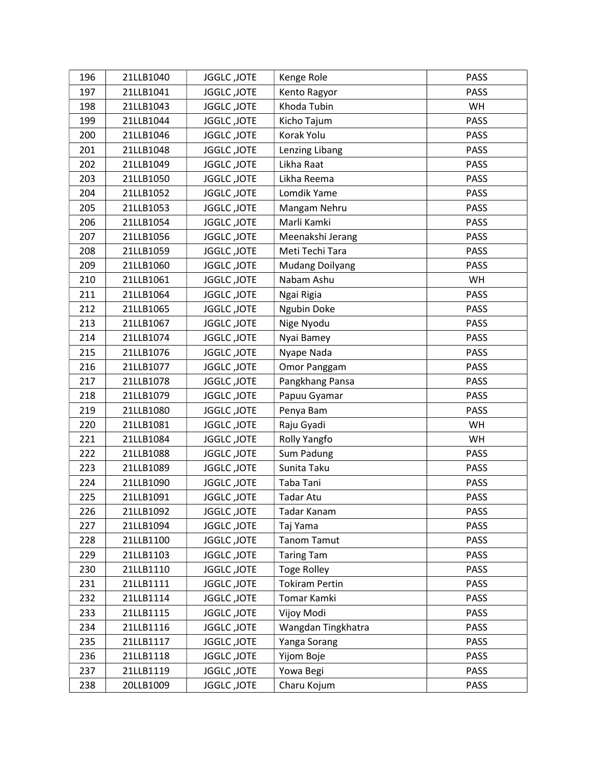| 196 | 21LLB1040 | JGGLC ,JOTE | Kenge Role | PASS |
|---|---|---|---|---|
| 197 | 21LLB1041 | JGGLC ,JOTE | Kento Ragyor | PASS |
| 198 | 21LLB1043 | JGGLC ,JOTE | Khoda Tubin | WH |
| 199 | 21LLB1044 | JGGLC ,JOTE | Kicho Tajum | PASS |
| 200 | 21LLB1046 | JGGLC ,JOTE | Korak Yolu | PASS |
| 201 | 21LLB1048 | JGGLC ,JOTE | Lenzing Libang | PASS |
| 202 | 21LLB1049 | JGGLC ,JOTE | Likha Raat | PASS |
| 203 | 21LLB1050 | JGGLC ,JOTE | Likha Reema | PASS |
| 204 | 21LLB1052 | JGGLC ,JOTE | Lomdik Yame | PASS |
| 205 | 21LLB1053 | JGGLC ,JOTE | Mangam Nehru | PASS |
| 206 | 21LLB1054 | JGGLC ,JOTE | Marli Kamki | PASS |
| 207 | 21LLB1056 | JGGLC ,JOTE | Meenakshi Jerang | PASS |
| 208 | 21LLB1059 | JGGLC ,JOTE | Meti Techi Tara | PASS |
| 209 | 21LLB1060 | JGGLC ,JOTE | Mudang Doilyang | PASS |
| 210 | 21LLB1061 | JGGLC ,JOTE | Nabam Ashu | WH |
| 211 | 21LLB1064 | JGGLC ,JOTE | Ngai Rigia | PASS |
| 212 | 21LLB1065 | JGGLC ,JOTE | Ngubin Doke | PASS |
| 213 | 21LLB1067 | JGGLC ,JOTE | Nige Nyodu | PASS |
| 214 | 21LLB1074 | JGGLC ,JOTE | Nyai Bamey | PASS |
| 215 | 21LLB1076 | JGGLC ,JOTE | Nyape Nada | PASS |
| 216 | 21LLB1077 | JGGLC ,JOTE | Omor Panggam | PASS |
| 217 | 21LLB1078 | JGGLC ,JOTE | Pangkhang Pansa | PASS |
| 218 | 21LLB1079 | JGGLC ,JOTE | Papuu Gyamar | PASS |
| 219 | 21LLB1080 | JGGLC ,JOTE | Penya Bam | PASS |
| 220 | 21LLB1081 | JGGLC ,JOTE | Raju Gyadi | WH |
| 221 | 21LLB1084 | JGGLC ,JOTE | Rolly Yangfo | WH |
| 222 | 21LLB1088 | JGGLC ,JOTE | Sum Padung | PASS |
| 223 | 21LLB1089 | JGGLC ,JOTE | Sunita Taku | PASS |
| 224 | 21LLB1090 | JGGLC ,JOTE | Taba Tani | PASS |
| 225 | 21LLB1091 | JGGLC ,JOTE | Tadar Atu | PASS |
| 226 | 21LLB1092 | JGGLC ,JOTE | Tadar Kanam | PASS |
| 227 | 21LLB1094 | JGGLC ,JOTE | Taj Yama | PASS |
| 228 | 21LLB1100 | JGGLC ,JOTE | Tanom Tamut | PASS |
| 229 | 21LLB1103 | JGGLC ,JOTE | Taring Tam | PASS |
| 230 | 21LLB1110 | JGGLC ,JOTE | Toge Rolley | PASS |
| 231 | 21LLB1111 | JGGLC ,JOTE | Tokiram Pertin | PASS |
| 232 | 21LLB1114 | JGGLC ,JOTE | Tomar Kamki | PASS |
| 233 | 21LLB1115 | JGGLC ,JOTE | Vijoy Modi | PASS |
| 234 | 21LLB1116 | JGGLC ,JOTE | Wangdan Tingkhatra | PASS |
| 235 | 21LLB1117 | JGGLC ,JOTE | Yanga Sorang | PASS |
| 236 | 21LLB1118 | JGGLC ,JOTE | Yijom Boje | PASS |
| 237 | 21LLB1119 | JGGLC ,JOTE | Yowa Begi | PASS |
| 238 | 20LLB1009 | JGGLC ,JOTE | Charu Kojum | PASS |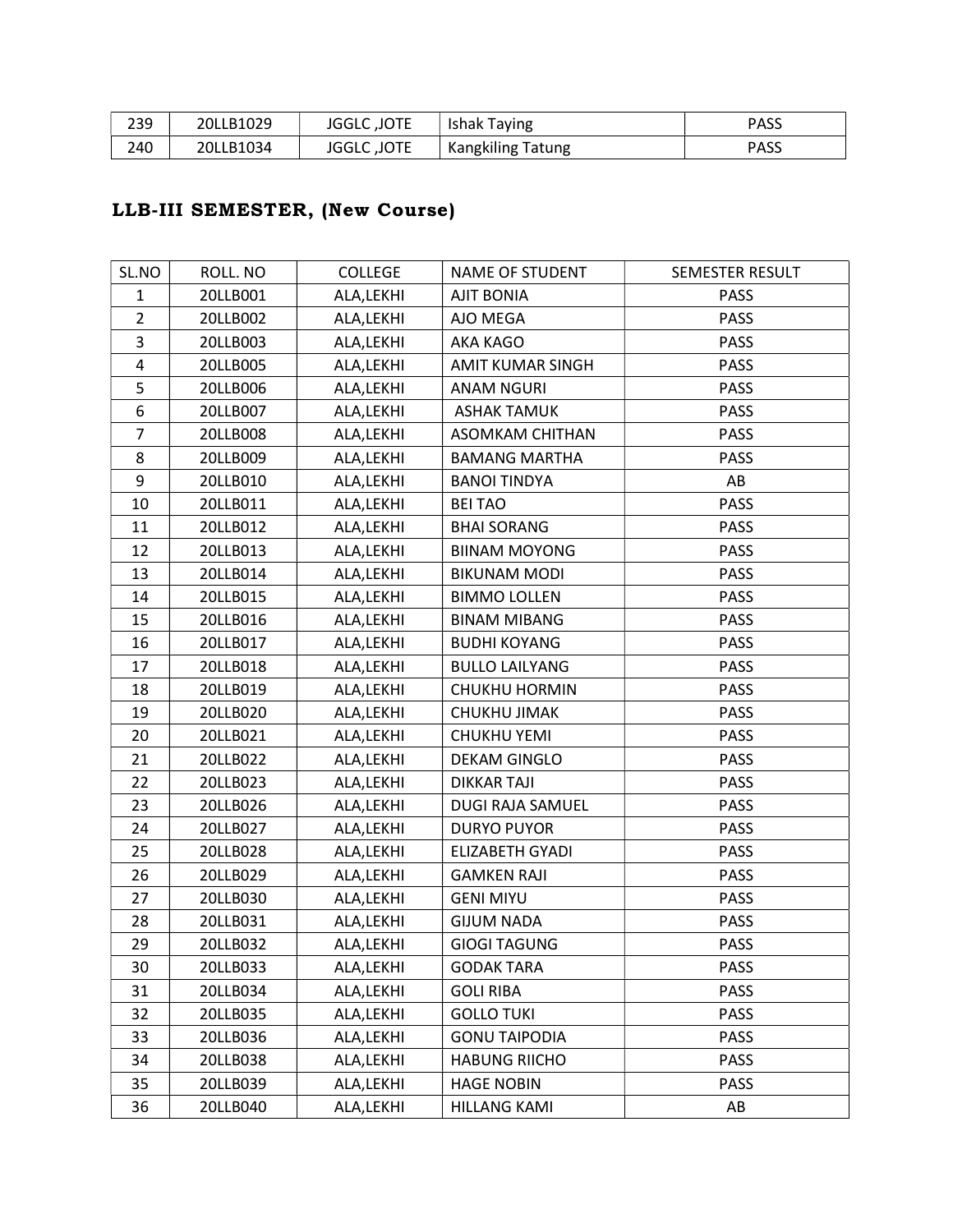| 239 | 20LLB1029 | JGGLC ,JOTE | Ishak Taying | PASS |
|---|---|---|---|---|
| 240 | 20LLB1034 | JGGLC ,JOTE | Kangkiling Tatung | PASS |

## **LLB-III SEMESTER, (New Course)**

| SL.NO | ROLL. NO | COLLEGE | NAME OF STUDENT | SEMESTER RESULT |
|---|---|---|---|---|
| 1 | 20LLB001 | ALA,LEKHI | AJIT BONIA | PASS |
| 2 | 20LLB002 | ALA,LEKHI | AJO MEGA | PASS |
| 3 | 20LLB003 | ALA,LEKHI | AKA KAGO | PASS |
| 4 | 20LLB005 | ALA,LEKHI | AMIT KUMAR SINGH | PASS |
| 5 | 20LLB006 | ALA,LEKHI | ANAM NGURI | PASS |
| 6 | 20LLB007 | ALA,LEKHI | ASHAK TAMUK | PASS |
| 7 | 20LLB008 | ALA,LEKHI | ASOMKAM CHITHAN | PASS |
| 8 | 20LLB009 | ALA,LEKHI | BAMANG MARTHA | PASS |
| 9 | 20LLB010 | ALA,LEKHI | BANOI TINDYA | AB |
| 10 | 20LLB011 | ALA,LEKHI | BEI TAO | PASS |
| 11 | 20LLB012 | ALA,LEKHI | BHAI SORANG | PASS |
| 12 | 20LLB013 | ALA,LEKHI | BIINAM MOYONG | PASS |
| 13 | 20LLB014 | ALA,LEKHI | BIKUNAM MODI | PASS |
| 14 | 20LLB015 | ALA,LEKHI | BIMMO LOLLEN | PASS |
| 15 | 20LLB016 | ALA,LEKHI | BINAM MIBANG | PASS |
| 16 | 20LLB017 | ALA,LEKHI | BUDHI KOYANG | PASS |
| 17 | 20LLB018 | ALA,LEKHI | BULLO LAILYANG | PASS |
| 18 | 20LLB019 | ALA,LEKHI | CHUKHU HORMIN | PASS |
| 19 | 20LLB020 | ALA,LEKHI | CHUKHU JIMAK | PASS |
| 20 | 20LLB021 | ALA,LEKHI | CHUKHU YEMI | PASS |
| 21 | 20LLB022 | ALA,LEKHI | DEKAM GINGLO | PASS |
| 22 | 20LLB023 | ALA,LEKHI | DIKKAR TAJI | PASS |
| 23 | 20LLB026 | ALA,LEKHI | DUGI RAJA SAMUEL | PASS |
| 24 | 20LLB027 | ALA,LEKHI | DURYO PUYOR | PASS |
| 25 | 20LLB028 | ALA,LEKHI | ELIZABETH GYADI | PASS |
| 26 | 20LLB029 | ALA,LEKHI | GAMKEN RAJI | PASS |
| 27 | 20LLB030 | ALA,LEKHI | GENI MIYU | PASS |
| 28 | 20LLB031 | ALA,LEKHI | GIJUM NADA | PASS |
| 29 | 20LLB032 | ALA,LEKHI | GIOGI TAGUNG | PASS |
| 30 | 20LLB033 | ALA,LEKHI | GODAK TARA | PASS |
| 31 | 20LLB034 | ALA,LEKHI | GOLI RIBA | PASS |
| 32 | 20LLB035 | ALA,LEKHI | GOLLO TUKI | PASS |
| 33 | 20LLB036 | ALA,LEKHI | GONU TAIPODIA | PASS |
| 34 | 20LLB038 | ALA,LEKHI | HABUNG RIICHO | PASS |
| 35 | 20LLB039 | ALA,LEKHI | HAGE NOBIN | PASS |
| 36 | 20LLB040 | ALA,LEKHI | HILLANG KAMI | AB |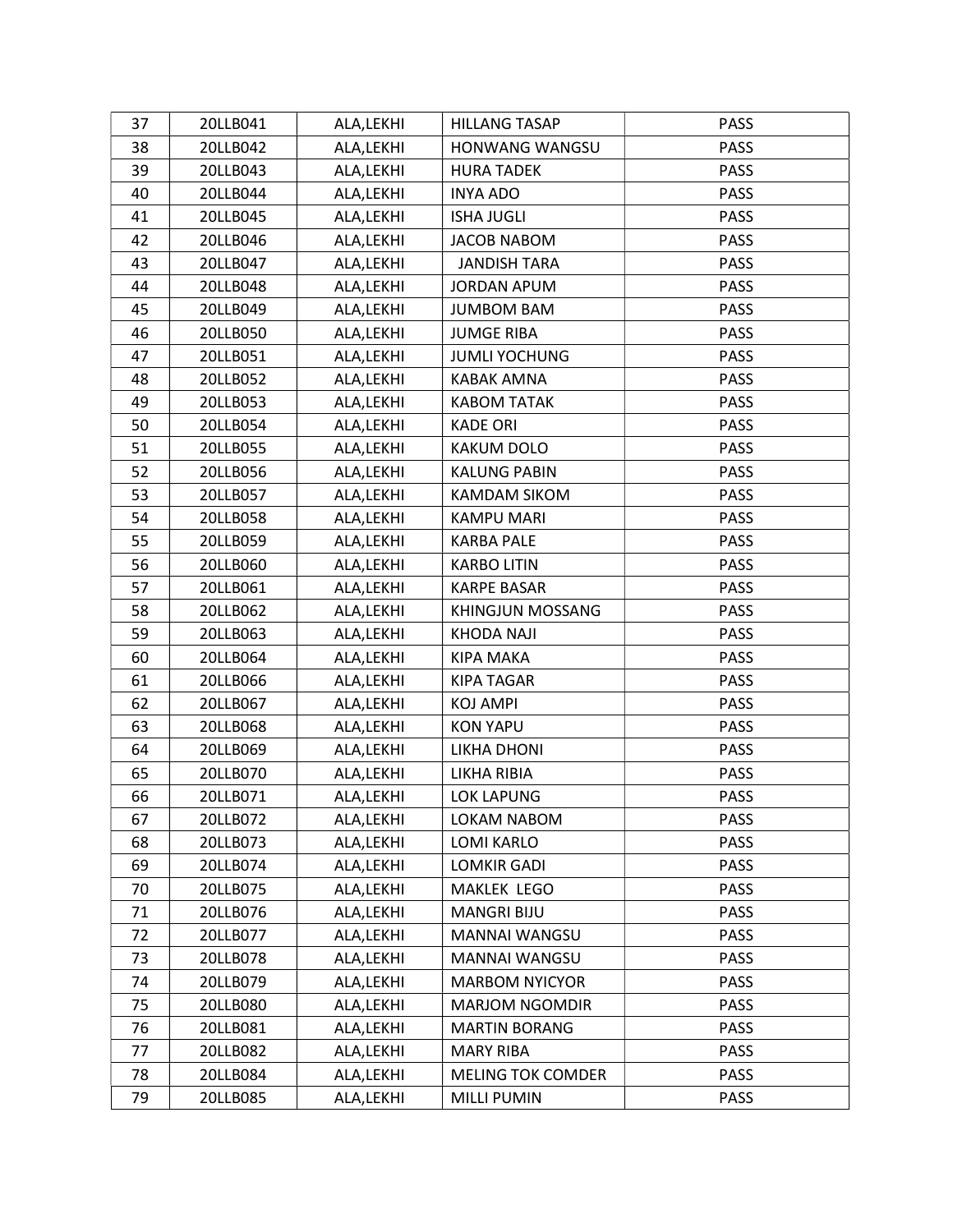| 37 | 20LLB041 | ALA,LEKHI | HILLANG TASAP | PASS |
|---|---|---|---|---|
| 38 | 20LLB042 | ALA,LEKHI | HONWANG WANGSU | PASS |
| 39 | 20LLB043 | ALA,LEKHI | HURA TADEK | PASS |
| 40 | 20LLB044 | ALA,LEKHI | INYA ADO | PASS |
| 41 | 20LLB045 | ALA,LEKHI | ISHA JUGLI | PASS |
| 42 | 20LLB046 | ALA,LEKHI | JACOB NABOM | PASS |
| 43 | 20LLB047 | ALA,LEKHI | JANDISH TARA | PASS |
| 44 | 20LLB048 | ALA,LEKHI | JORDAN APUM | PASS |
| 45 | 20LLB049 | ALA,LEKHI | JUMBOM BAM | PASS |
| 46 | 20LLB050 | ALA,LEKHI | JUMGE RIBA | PASS |
| 47 | 20LLB051 | ALA,LEKHI | JUMLI YOCHUNG | PASS |
| 48 | 20LLB052 | ALA,LEKHI | KABAK AMNA | PASS |
| 49 | 20LLB053 | ALA,LEKHI | KABOM TATAK | PASS |
| 50 | 20LLB054 | ALA,LEKHI | KADE ORI | PASS |
| 51 | 20LLB055 | ALA,LEKHI | KAKUM DOLO | PASS |
| 52 | 20LLB056 | ALA,LEKHI | KALUNG PABIN | PASS |
| 53 | 20LLB057 | ALA,LEKHI | KAMDAM SIKOM | PASS |
| 54 | 20LLB058 | ALA,LEKHI | KAMPU MARI | PASS |
| 55 | 20LLB059 | ALA,LEKHI | KARBA PALE | PASS |
| 56 | 20LLB060 | ALA,LEKHI | KARBO LITIN | PASS |
| 57 | 20LLB061 | ALA,LEKHI | KARPE BASAR | PASS |
| 58 | 20LLB062 | ALA,LEKHI | KHINGJUN MOSSANG | PASS |
| 59 | 20LLB063 | ALA,LEKHI | KHODA NAJI | PASS |
| 60 | 20LLB064 | ALA,LEKHI | KIPA MAKA | PASS |
| 61 | 20LLB066 | ALA,LEKHI | KIPA TAGAR | PASS |
| 62 | 20LLB067 | ALA,LEKHI | KOJ AMPI | PASS |
| 63 | 20LLB068 | ALA,LEKHI | KON YAPU | PASS |
| 64 | 20LLB069 | ALA,LEKHI | LIKHA DHONI | PASS |
| 65 | 20LLB070 | ALA,LEKHI | LIKHA RIBIA | PASS |
| 66 | 20LLB071 | ALA,LEKHI | LOK LAPUNG | PASS |
| 67 | 20LLB072 | ALA,LEKHI | LOKAM NABOM | PASS |
| 68 | 20LLB073 | ALA,LEKHI | LOMI KARLO | PASS |
| 69 | 20LLB074 | ALA,LEKHI | LOMKIR GADI | PASS |
| 70 | 20LLB075 | ALA,LEKHI | MAKLEK LEGO | PASS |
| 71 | 20LLB076 | ALA,LEKHI | MANGRI BIJU | PASS |
| 72 | 20LLB077 | ALA,LEKHI | MANNAI WANGSU | PASS |
| 73 | 20LLB078 | ALA,LEKHI | MANNAI WANGSU | PASS |
| 74 | 20LLB079 | ALA,LEKHI | MARBOM NYICYOR | PASS |
| 75 | 20LLB080 | ALA,LEKHI | MARJOM NGOMDIR | PASS |
| 76 | 20LLB081 | ALA,LEKHI | MARTIN BORANG | PASS |
| 77 | 20LLB082 | ALA,LEKHI | MARY RIBA | PASS |
| 78 | 20LLB084 | ALA,LEKHI | MELING TOK COMDER | PASS |
| 79 | 20LLB085 | ALA,LEKHI | MILLI PUMIN | PASS |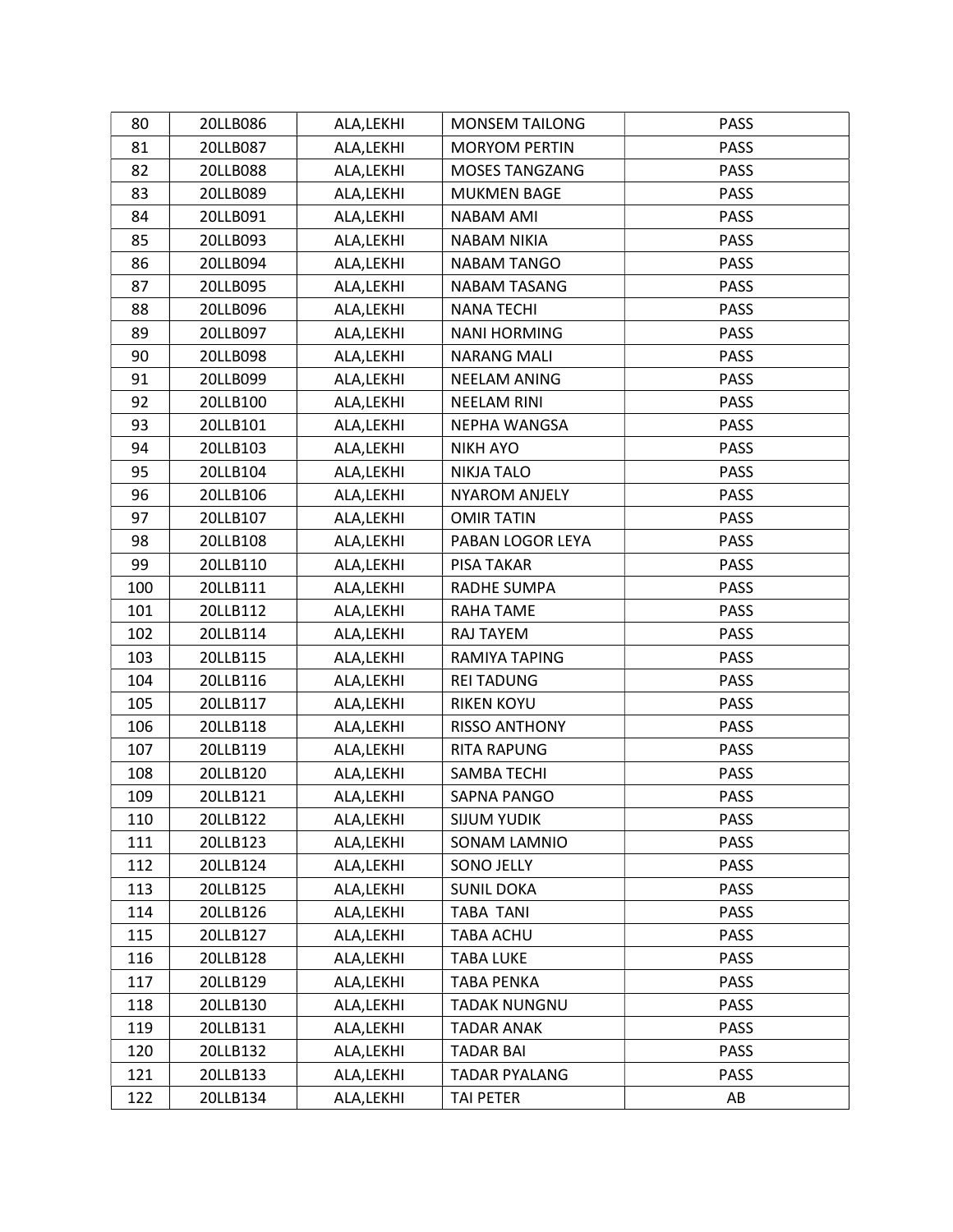| 80 | 20LLB086 | ALA,LEKHI | MONSEM TAILONG | PASS |
|---|---|---|---|---|
| 81 | 20LLB087 | ALA,LEKHI | MORYOM PERTIN | PASS |
| 82 | 20LLB088 | ALA,LEKHI | MOSES TANGZANG | PASS |
| 83 | 20LLB089 | ALA,LEKHI | MUKMEN BAGE | PASS |
| 84 | 20LLB091 | ALA,LEKHI | NABAM AMI | PASS |
| 85 | 20LLB093 | ALA,LEKHI | NABAM NIKIA | PASS |
| 86 | 20LLB094 | ALA,LEKHI | NABAM TANGO | PASS |
| 87 | 20LLB095 | ALA,LEKHI | NABAM TASANG | PASS |
| 88 | 20LLB096 | ALA,LEKHI | NANA TECHI | PASS |
| 89 | 20LLB097 | ALA,LEKHI | NANI HORMING | PASS |
| 90 | 20LLB098 | ALA,LEKHI | NARANG MALI | PASS |
| 91 | 20LLB099 | ALA,LEKHI | NEELAM ANING | PASS |
| 92 | 20LLB100 | ALA,LEKHI | NEELAM RINI | PASS |
| 93 | 20LLB101 | ALA,LEKHI | NEPHA WANGSA | PASS |
| 94 | 20LLB103 | ALA,LEKHI | NIKH AYO | PASS |
| 95 | 20LLB104 | ALA,LEKHI | NIKJA TALO | PASS |
| 96 | 20LLB106 | ALA,LEKHI | NYAROM ANJELY | PASS |
| 97 | 20LLB107 | ALA,LEKHI | OMIR TATIN | PASS |
| 98 | 20LLB108 | ALA,LEKHI | PABAN LOGOR LEYA | PASS |
| 99 | 20LLB110 | ALA,LEKHI | PISA TAKAR | PASS |
| 100 | 20LLB111 | ALA,LEKHI | RADHE SUMPA | PASS |
| 101 | 20LLB112 | ALA,LEKHI | RAHA TAME | PASS |
| 102 | 20LLB114 | ALA,LEKHI | RAJ TAYEM | PASS |
| 103 | 20LLB115 | ALA,LEKHI | RAMIYA TAPING | PASS |
| 104 | 20LLB116 | ALA,LEKHI | REI TADUNG | PASS |
| 105 | 20LLB117 | ALA,LEKHI | RIKEN KOYU | PASS |
| 106 | 20LLB118 | ALA,LEKHI | RISSO ANTHONY | PASS |
| 107 | 20LLB119 | ALA,LEKHI | RITA RAPUNG | PASS |
| 108 | 20LLB120 | ALA,LEKHI | SAMBA TECHI | PASS |
| 109 | 20LLB121 | ALA,LEKHI | SAPNA PANGO | PASS |
| 110 | 20LLB122 | ALA,LEKHI | SIJUM YUDIK | PASS |
| 111 | 20LLB123 | ALA,LEKHI | SONAM LAMNIO | PASS |
| 112 | 20LLB124 | ALA,LEKHI | SONO JELLY | PASS |
| 113 | 20LLB125 | ALA,LEKHI | SUNIL DOKA | PASS |
| 114 | 20LLB126 | ALA,LEKHI | TABA TANI | PASS |
| 115 | 20LLB127 | ALA,LEKHI | TABA ACHU | PASS |
| 116 | 20LLB128 | ALA,LEKHI | TABA LUKE | PASS |
| 117 | 20LLB129 | ALA,LEKHI | TABA PENKA | PASS |
| 118 | 20LLB130 | ALA,LEKHI | TADAK NUNGNU | PASS |
| 119 | 20LLB131 | ALA,LEKHI | TADAR ANAK | PASS |
| 120 | 20LLB132 | ALA,LEKHI | TADAR BAI | PASS |
| 121 | 20LLB133 | ALA,LEKHI | TADAR PYALANG | PASS |
| 122 | 20LLB134 | ALA,LEKHI | TAI PETER | AB |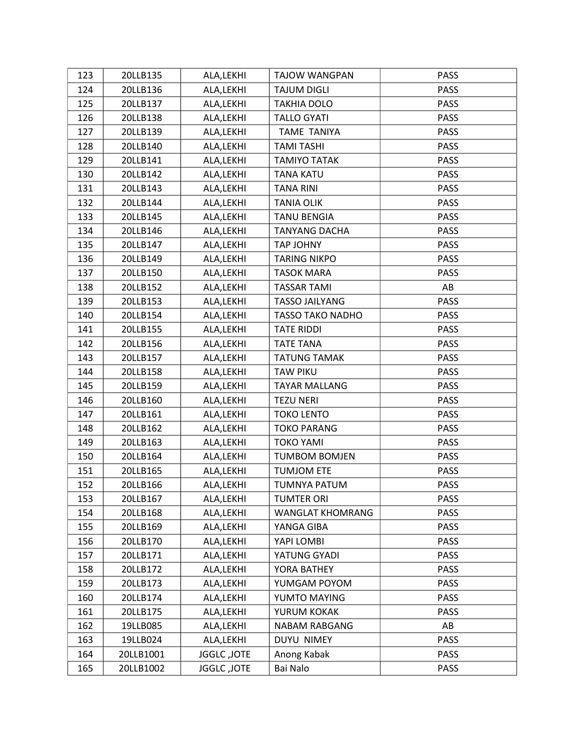| 123 | 20LLB135 | ALA,LEKHI | TAJOW WANGPAN | PASS |
|---|---|---|---|---|
| 124 | 20LLB136 | ALA,LEKHI | TAJUM DIGLI | PASS |
| 125 | 20LLB137 | ALA,LEKHI | TAKHIA DOLO | PASS |
| 126 | 20LLB138 | ALA,LEKHI | TALLO GYATI | PASS |
| 127 | 20LLB139 | ALA,LEKHI | TAME TANIYA | PASS |
| 128 | 20LLB140 | ALA,LEKHI | TAMI TASHI | PASS |
| 129 | 20LLB141 | ALA,LEKHI | TAMIYO TATAK | PASS |
| 130 | 20LLB142 | ALA,LEKHI | TANA KATU | PASS |
| 131 | 20LLB143 | ALA,LEKHI | TANA RINI | PASS |
| 132 | 20LLB144 | ALA,LEKHI | TANIA OLIK | PASS |
| 133 | 20LLB145 | ALA,LEKHI | TANU BENGIA | PASS |
| 134 | 20LLB146 | ALA,LEKHI | TANYANG DACHA | PASS |
| 135 | 20LLB147 | ALA,LEKHI | TAP JOHNY | PASS |
| 136 | 20LLB149 | ALA,LEKHI | TARING NIKPO | PASS |
| 137 | 20LLB150 | ALA,LEKHI | TASOK MARA | PASS |
| 138 | 20LLB152 | ALA,LEKHI | TASSAR TAMI | AB |
| 139 | 20LLB153 | ALA,LEKHI | TASSO JAILYANG | PASS |
| 140 | 20LLB154 | ALA,LEKHI | TASSO TAKO NADHO | PASS |
| 141 | 20LLB155 | ALA,LEKHI | TATE RIDDI | PASS |
| 142 | 20LLB156 | ALA,LEKHI | TATE TANA | PASS |
| 143 | 20LLB157 | ALA,LEKHI | TATUNG TAMAK | PASS |
| 144 | 20LLB158 | ALA,LEKHI | TAW PIKU | PASS |
| 145 | 20LLB159 | ALA,LEKHI | TAYAR MALLANG | PASS |
| 146 | 20LLB160 | ALA,LEKHI | TEZU NERI | PASS |
| 147 | 20LLB161 | ALA,LEKHI | TOKO LENTO | PASS |
| 148 | 20LLB162 | ALA,LEKHI | TOKO PARANG | PASS |
| 149 | 20LLB163 | ALA,LEKHI | TOKO YAMI | PASS |
| 150 | 20LLB164 | ALA,LEKHI | TUMBOM BOMJEN | PASS |
| 151 | 20LLB165 | ALA,LEKHI | TUMJOM ETE | PASS |
| 152 | 20LLB166 | ALA,LEKHI | TUMNYA PATUM | PASS |
| 153 | 20LLB167 | ALA,LEKHI | TUMTER ORI | PASS |
| 154 | 20LLB168 | ALA,LEKHI | WANGLAT KHOMRANG | PASS |
| 155 | 20LLB169 | ALA,LEKHI | YANGA GIBA | PASS |
| 156 | 20LLB170 | ALA,LEKHI | YAPI LOMBI | PASS |
| 157 | 20LLB171 | ALA,LEKHI | YATUNG GYADI | PASS |
| 158 | 20LLB172 | ALA,LEKHI | YORA BATHEY | PASS |
| 159 | 20LLB173 | ALA,LEKHI | YUMGAM POYOM | PASS |
| 160 | 20LLB174 | ALA,LEKHI | YUMTO MAYING | PASS |
| 161 | 20LLB175 | ALA,LEKHI | YURUM KOKAK | PASS |
| 162 | 19LLB085 | ALA,LEKHI | NABAM RABGANG | AB |
| 163 | 19LLB024 | ALA,LEKHI | DUYU NIMEY | PASS |
| 164 | 20LLB1001 | JGGLC ,JOTE | Anong Kabak | PASS |
| 165 | 20LLB1002 | JGGLC ,JOTE | Bai Nalo | PASS |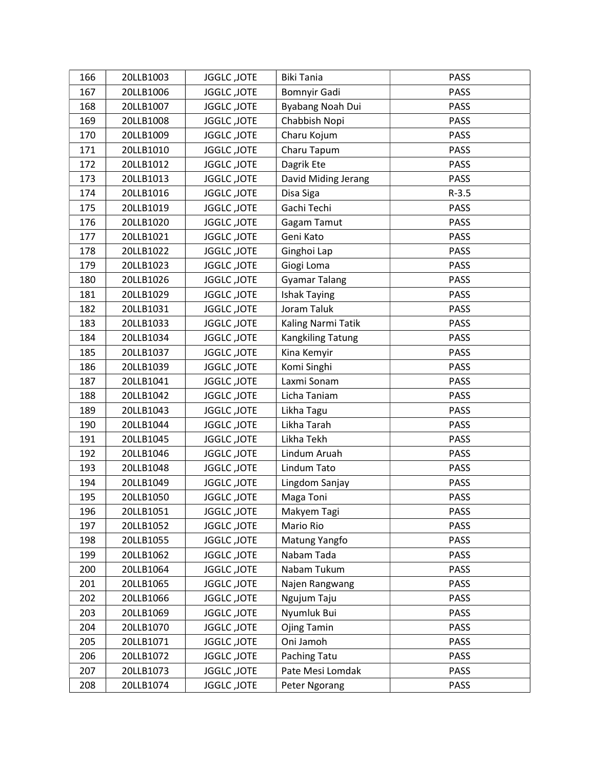| 166 | 20LLB1003 | JGGLC ,JOTE | Biki Tania | PASS |
|---|---|---|---|---|
| 167 | 20LLB1006 | JGGLC ,JOTE | Bomnyir Gadi | PASS |
| 168 | 20LLB1007 | JGGLC ,JOTE | Byabang Noah Dui | PASS |
| 169 | 20LLB1008 | JGGLC ,JOTE | Chabbish Nopi | PASS |
| 170 | 20LLB1009 | JGGLC ,JOTE | Charu Kojum | PASS |
| 171 | 20LLB1010 | JGGLC ,JOTE | Charu Tapum | PASS |
| 172 | 20LLB1012 | JGGLC ,JOTE | Dagrik Ete | PASS |
| 173 | 20LLB1013 | JGGLC ,JOTE | David Miding Jerang | PASS |
| 174 | 20LLB1016 | JGGLC ,JOTE | Disa Siga | R-3.5 |
| 175 | 20LLB1019 | JGGLC ,JOTE | Gachi Techi | PASS |
| 176 | 20LLB1020 | JGGLC ,JOTE | Gagam Tamut | PASS |
| 177 | 20LLB1021 | JGGLC ,JOTE | Geni Kato | PASS |
| 178 | 20LLB1022 | JGGLC ,JOTE | Ginghoi Lap | PASS |
| 179 | 20LLB1023 | JGGLC ,JOTE | Giogi Loma | PASS |
| 180 | 20LLB1026 | JGGLC ,JOTE | Gyamar Talang | PASS |
| 181 | 20LLB1029 | JGGLC ,JOTE | Ishak Taying | PASS |
| 182 | 20LLB1031 | JGGLC ,JOTE | Joram Taluk | PASS |
| 183 | 20LLB1033 | JGGLC ,JOTE | Kaling Narmi Tatik | PASS |
| 184 | 20LLB1034 | JGGLC ,JOTE | Kangkiling Tatung | PASS |
| 185 | 20LLB1037 | JGGLC ,JOTE | Kina Kemyir | PASS |
| 186 | 20LLB1039 | JGGLC ,JOTE | Komi Singhi | PASS |
| 187 | 20LLB1041 | JGGLC ,JOTE | Laxmi Sonam | PASS |
| 188 | 20LLB1042 | JGGLC ,JOTE | Licha Taniam | PASS |
| 189 | 20LLB1043 | JGGLC ,JOTE | Likha Tagu | PASS |
| 190 | 20LLB1044 | JGGLC ,JOTE | Likha Tarah | PASS |
| 191 | 20LLB1045 | JGGLC ,JOTE | Likha Tekh | PASS |
| 192 | 20LLB1046 | JGGLC ,JOTE | Lindum Aruah | PASS |
| 193 | 20LLB1048 | JGGLC ,JOTE | Lindum Tato | PASS |
| 194 | 20LLB1049 | JGGLC ,JOTE | Lingdom Sanjay | PASS |
| 195 | 20LLB1050 | JGGLC ,JOTE | Maga Toni | PASS |
| 196 | 20LLB1051 | JGGLC ,JOTE | Makyem Tagi | PASS |
| 197 | 20LLB1052 | JGGLC ,JOTE | Mario Rio | PASS |
| 198 | 20LLB1055 | JGGLC ,JOTE | Matung Yangfo | PASS |
| 199 | 20LLB1062 | JGGLC ,JOTE | Nabam Tada | PASS |
| 200 | 20LLB1064 | JGGLC ,JOTE | Nabam Tukum | PASS |
| 201 | 20LLB1065 | JGGLC ,JOTE | Najen Rangwang | PASS |
| 202 | 20LLB1066 | JGGLC ,JOTE | Ngujum Taju | PASS |
| 203 | 20LLB1069 | JGGLC ,JOTE | Nyumluk Bui | PASS |
| 204 | 20LLB1070 | JGGLC ,JOTE | Ojing Tamin | PASS |
| 205 | 20LLB1071 | JGGLC ,JOTE | Oni Jamoh | PASS |
| 206 | 20LLB1072 | JGGLC ,JOTE | Paching Tatu | PASS |
| 207 | 20LLB1073 | JGGLC ,JOTE | Pate Mesi Lomdak | PASS |
| 208 | 20LLB1074 | JGGLC ,JOTE | Peter Ngorang | PASS |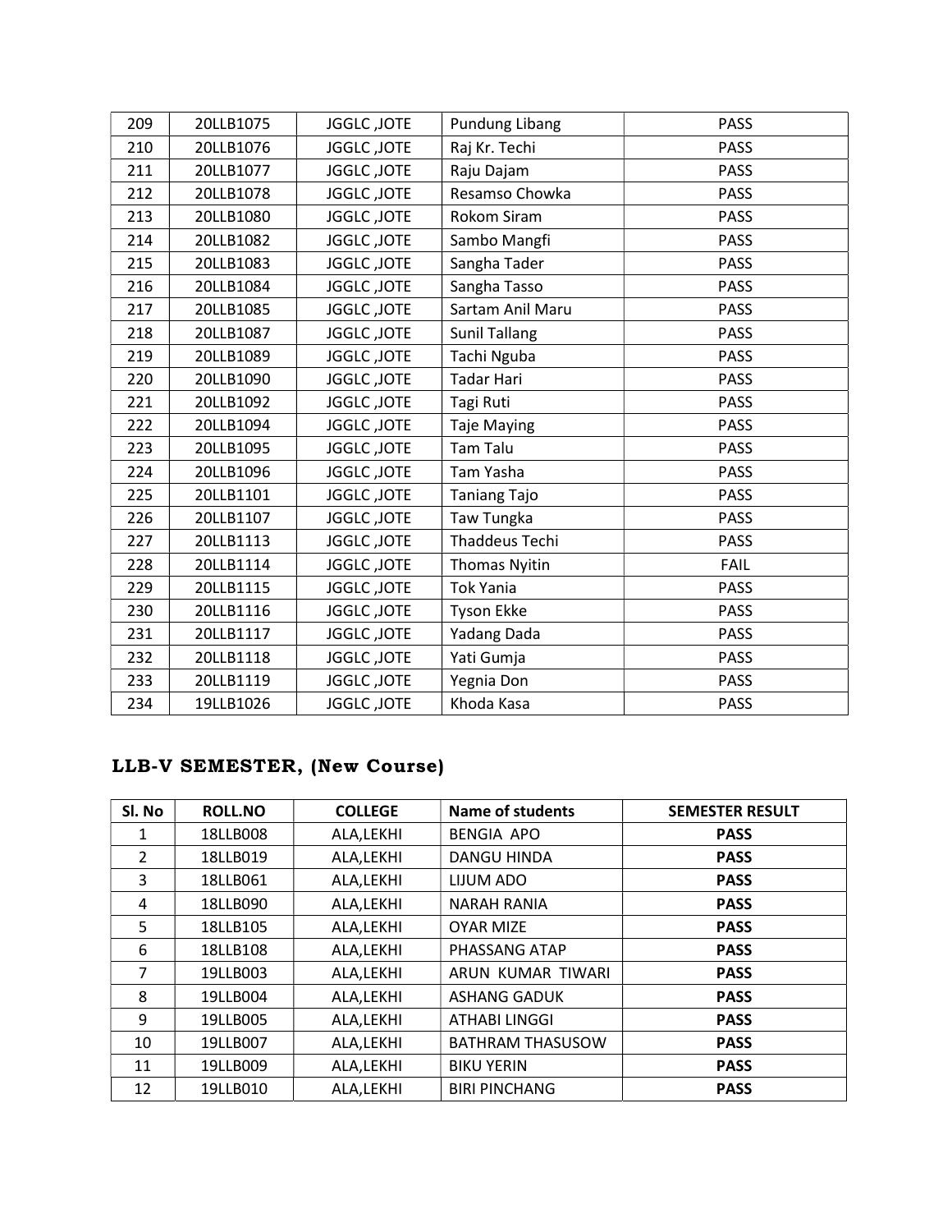| | | | | |
|---|---|---|---|---|
| 209 | 20LLB1075 | JGGLC ,JOTE | Pundung Libang | PASS |
| 210 | 20LLB1076 | JGGLC ,JOTE | Raj Kr. Techi | PASS |
| 211 | 20LLB1077 | JGGLC ,JOTE | Raju Dajam | PASS |
| 212 | 20LLB1078 | JGGLC ,JOTE | Resamso Chowka | PASS |
| 213 | 20LLB1080 | JGGLC ,JOTE | Rokom Siram | PASS |
| 214 | 20LLB1082 | JGGLC ,JOTE | Sambo Mangfi | PASS |
| 215 | 20LLB1083 | JGGLC ,JOTE | Sangha Tader | PASS |
| 216 | 20LLB1084 | JGGLC ,JOTE | Sangha Tasso | PASS |
| 217 | 20LLB1085 | JGGLC ,JOTE | Sartam Anil Maru | PASS |
| 218 | 20LLB1087 | JGGLC ,JOTE | Sunil Tallang | PASS |
| 219 | 20LLB1089 | JGGLC ,JOTE | Tachi Nguba | PASS |
| 220 | 20LLB1090 | JGGLC ,JOTE | Tadar Hari | PASS |
| 221 | 20LLB1092 | JGGLC ,JOTE | Tagi Ruti | PASS |
| 222 | 20LLB1094 | JGGLC ,JOTE | Taje Maying | PASS |
| 223 | 20LLB1095 | JGGLC ,JOTE | Tam Talu | PASS |
| 224 | 20LLB1096 | JGGLC ,JOTE | Tam Yasha | PASS |
| 225 | 20LLB1101 | JGGLC ,JOTE | Taniang Tajo | PASS |
| 226 | 20LLB1107 | JGGLC ,JOTE | Taw Tungka | PASS |
| 227 | 20LLB1113 | JGGLC ,JOTE | Thaddeus Techi | PASS |
| 228 | 20LLB1114 | JGGLC ,JOTE | Thomas Nyitin | FAIL |
| 229 | 20LLB1115 | JGGLC ,JOTE | Tok Yania | PASS |
| 230 | 20LLB1116 | JGGLC ,JOTE | Tyson Ekke | PASS |
| 231 | 20LLB1117 | JGGLC ,JOTE | Yadang Dada | PASS |
| 232 | 20LLB1118 | JGGLC ,JOTE | Yati Gumja | PASS |
| 233 | 20LLB1119 | JGGLC ,JOTE | Yegnia Don | PASS |
| 234 | 19LLB1026 | JGGLC ,JOTE | Khoda Kasa | PASS |

## LLB-V SEMESTER, (New Course)

| Sl. No | ROLL.NO | COLLEGE | Name of students | SEMESTER RESULT |
|---|---|---|---|---|
| 1 | 18LLB008 | ALA,LEKHI | BENGIA APO | **PASS** |
| 2 | 18LLB019 | ALA,LEKHI | DANGU HINDA | **PASS** |
| 3 | 18LLB061 | ALA,LEKHI | LIJUM ADO | **PASS** |
| 4 | 18LLB090 | ALA,LEKHI | NARAH RANIA | **PASS** |
| 5 | 18LLB105 | ALA,LEKHI | OYAR MIZE | **PASS** |
| 6 | 18LLB108 | ALA,LEKHI | PHASSANG ATAP | **PASS** |
| 7 | 19LLB003 | ALA,LEKHI | ARUN KUMAR TIWARI | **PASS** |
| 8 | 19LLB004 | ALA,LEKHI | ASHANG GADUK | **PASS** |
| 9 | 19LLB005 | ALA,LEKHI | ATHABI LINGGI | **PASS** |
| 10 | 19LLB007 | ALA,LEKHI | BATHRAM THASUSOW | **PASS** |
| 11 | 19LLB009 | ALA,LEKHI | BIKU YERIN | **PASS** |
| 12 | 19LLB010 | ALA,LEKHI | BIRI PINCHANG | **PASS** |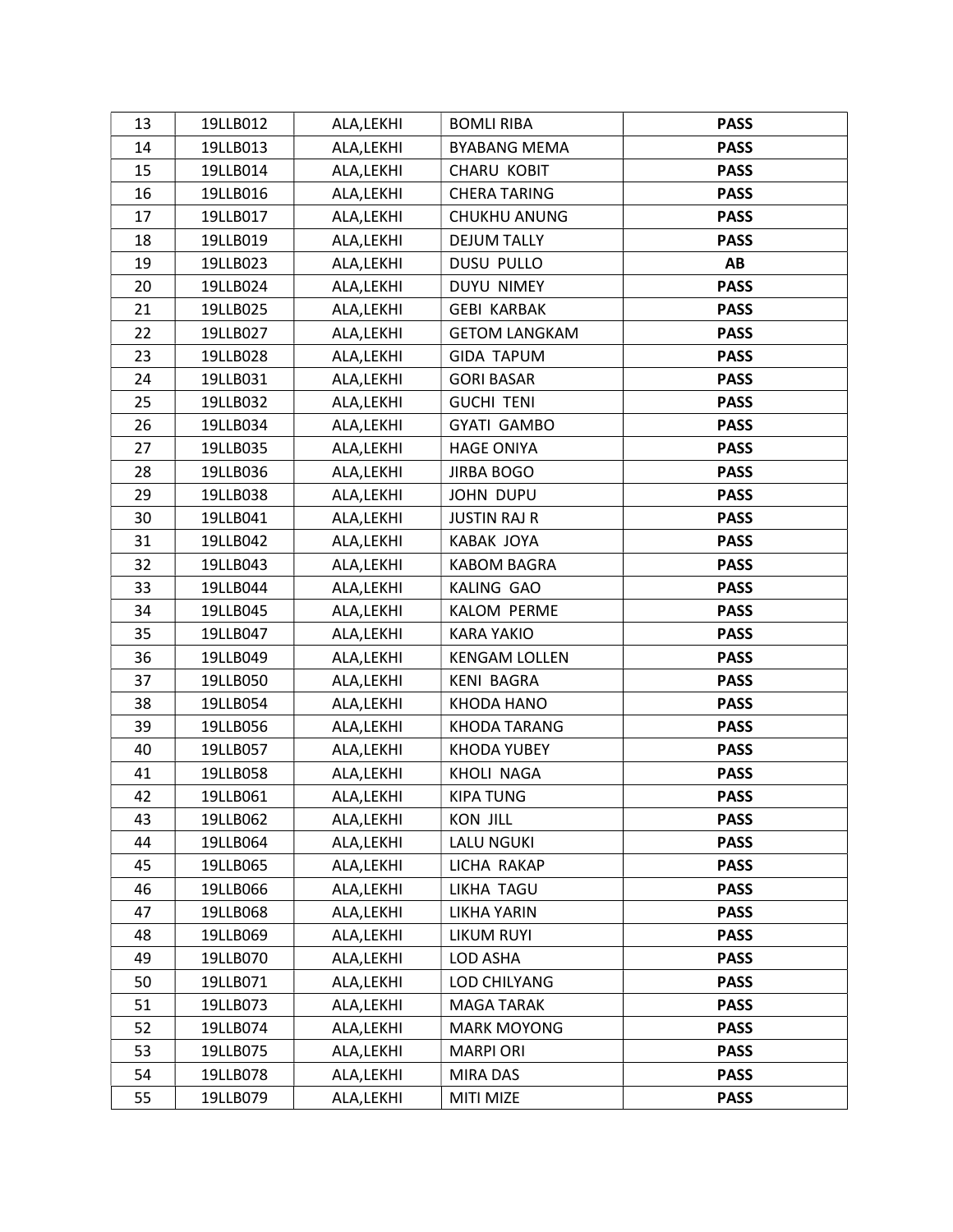| 13 | 19LLB012 | ALA,LEKHI | BOMLI RIBA | **PASS** |
|---|---|---|---|---|
| 14 | 19LLB013 | ALA,LEKHI | BYABANG MEMA | **PASS** |
| 15 | 19LLB014 | ALA,LEKHI | CHARU KOBIT | **PASS** |
| 16 | 19LLB016 | ALA,LEKHI | CHERA TARING | **PASS** |
| 17 | 19LLB017 | ALA,LEKHI | CHUKHU ANUNG | **PASS** |
| 18 | 19LLB019 | ALA,LEKHI | DEJUM TALLY | **PASS** |
| 19 | 19LLB023 | ALA,LEKHI | DUSU PULLO | **AB** |
| 20 | 19LLB024 | ALA,LEKHI | DUYU NIMEY | **PASS** |
| 21 | 19LLB025 | ALA,LEKHI | GEBI KARBAK | **PASS** |
| 22 | 19LLB027 | ALA,LEKHI | GETOM LANGKAM | **PASS** |
| 23 | 19LLB028 | ALA,LEKHI | GIDA TAPUM | **PASS** |
| 24 | 19LLB031 | ALA,LEKHI | GORI BASAR | **PASS** |
| 25 | 19LLB032 | ALA,LEKHI | GUCHI TENI | **PASS** |
| 26 | 19LLB034 | ALA,LEKHI | GYATI GAMBO | **PASS** |
| 27 | 19LLB035 | ALA,LEKHI | HAGE ONIYA | **PASS** |
| 28 | 19LLB036 | ALA,LEKHI | JIRBA BOGO | **PASS** |
| 29 | 19LLB038 | ALA,LEKHI | JOHN DUPU | **PASS** |
| 30 | 19LLB041 | ALA,LEKHI | JUSTIN RAJ R | **PASS** |
| 31 | 19LLB042 | ALA,LEKHI | KABAK JOYA | **PASS** |
| 32 | 19LLB043 | ALA,LEKHI | KABOM BAGRA | **PASS** |
| 33 | 19LLB044 | ALA,LEKHI | KALING GAO | **PASS** |
| 34 | 19LLB045 | ALA,LEKHI | KALOM PERME | **PASS** |
| 35 | 19LLB047 | ALA,LEKHI | KARA YAKIO | **PASS** |
| 36 | 19LLB049 | ALA,LEKHI | KENGAM LOLLEN | **PASS** |
| 37 | 19LLB050 | ALA,LEKHI | KENI BAGRA | **PASS** |
| 38 | 19LLB054 | ALA,LEKHI | KHODA HANO | **PASS** |
| 39 | 19LLB056 | ALA,LEKHI | KHODA TARANG | **PASS** |
| 40 | 19LLB057 | ALA,LEKHI | KHODA YUBEY | **PASS** |
| 41 | 19LLB058 | ALA,LEKHI | KHOLI NAGA | **PASS** |
| 42 | 19LLB061 | ALA,LEKHI | KIPA TUNG | **PASS** |
| 43 | 19LLB062 | ALA,LEKHI | KON JILL | **PASS** |
| 44 | 19LLB064 | ALA,LEKHI | LALU NGUKI | **PASS** |
| 45 | 19LLB065 | ALA,LEKHI | LICHA RAKAP | **PASS** |
| 46 | 19LLB066 | ALA,LEKHI | LIKHA TAGU | **PASS** |
| 47 | 19LLB068 | ALA,LEKHI | LIKHA YARIN | **PASS** |
| 48 | 19LLB069 | ALA,LEKHI | LIKUM RUYI | **PASS** |
| 49 | 19LLB070 | ALA,LEKHI | LOD ASHA | **PASS** |
| 50 | 19LLB071 | ALA,LEKHI | LOD CHILYANG | **PASS** |
| 51 | 19LLB073 | ALA,LEKHI | MAGA TARAK | **PASS** |
| 52 | 19LLB074 | ALA,LEKHI | MARK MOYONG | **PASS** |
| 53 | 19LLB075 | ALA,LEKHI | MARPI ORI | **PASS** |
| 54 | 19LLB078 | ALA,LEKHI | MIRA DAS | **PASS** |
| 55 | 19LLB079 | ALA,LEKHI | MITI MIZE | **PASS** |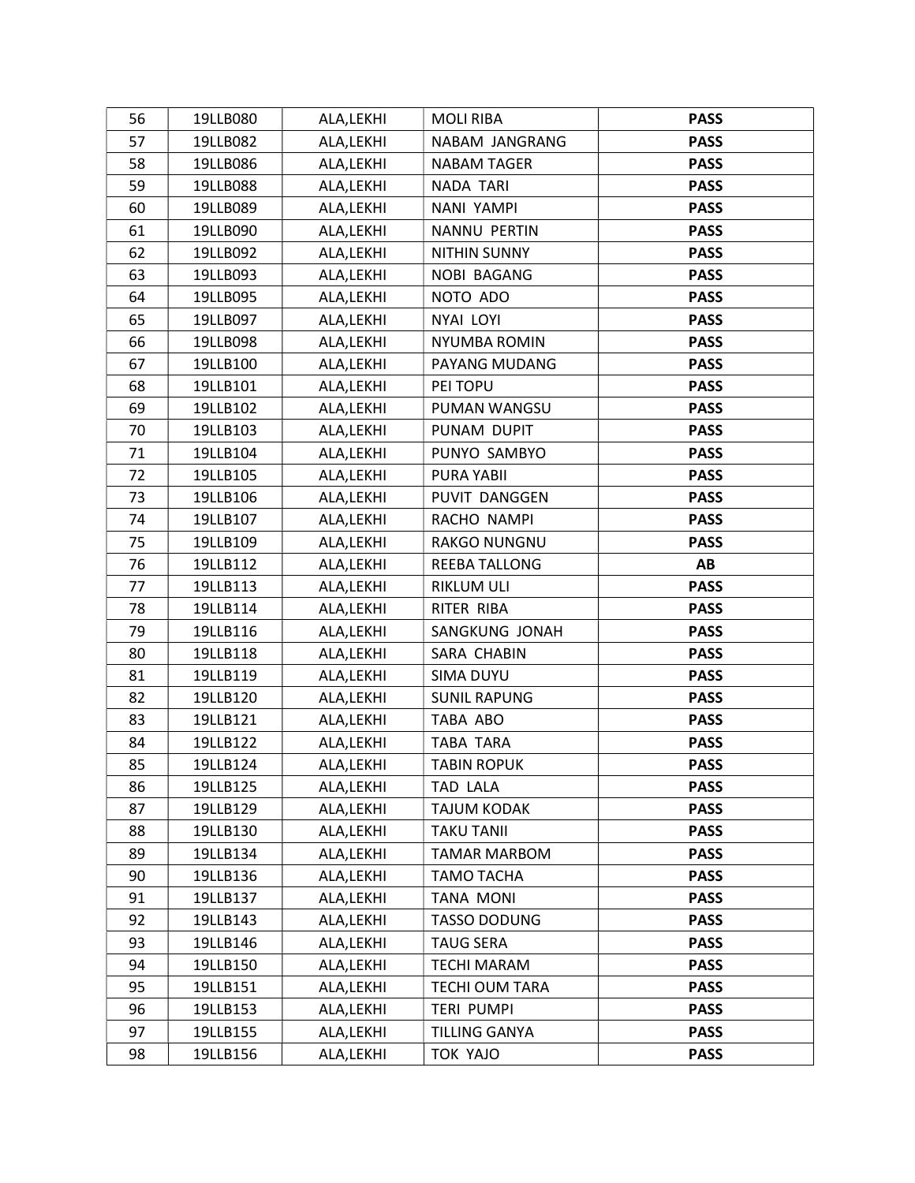| 56 | 19LLB080 | ALA,LEKHI | MOLI RIBA | **PASS** |
|---|---|---|---|---|
| 57 | 19LLB082 | ALA,LEKHI | NABAM JANGRANG | **PASS** |
| 58 | 19LLB086 | ALA,LEKHI | NABAM TAGER | **PASS** |
| 59 | 19LLB088 | ALA,LEKHI | NADA TARI | **PASS** |
| 60 | 19LLB089 | ALA,LEKHI | NANI YAMPI | **PASS** |
| 61 | 19LLB090 | ALA,LEKHI | NANNU PERTIN | **PASS** |
| 62 | 19LLB092 | ALA,LEKHI | NITHIN SUNNY | **PASS** |
| 63 | 19LLB093 | ALA,LEKHI | NOBI BAGANG | **PASS** |
| 64 | 19LLB095 | ALA,LEKHI | NOTO ADO | **PASS** |
| 65 | 19LLB097 | ALA,LEKHI | NYAI LOYI | **PASS** |
| 66 | 19LLB098 | ALA,LEKHI | NYUMBA ROMIN | **PASS** |
| 67 | 19LLB100 | ALA,LEKHI | PAYANG MUDANG | **PASS** |
| 68 | 19LLB101 | ALA,LEKHI | PEI TOPU | **PASS** |
| 69 | 19LLB102 | ALA,LEKHI | PUMAN WANGSU | **PASS** |
| 70 | 19LLB103 | ALA,LEKHI | PUNAM DUPIT | **PASS** |
| 71 | 19LLB104 | ALA,LEKHI | PUNYO SAMBYO | **PASS** |
| 72 | 19LLB105 | ALA,LEKHI | PURA YABII | **PASS** |
| 73 | 19LLB106 | ALA,LEKHI | PUVIT DANGGEN | **PASS** |
| 74 | 19LLB107 | ALA,LEKHI | RACHO NAMPI | **PASS** |
| 75 | 19LLB109 | ALA,LEKHI | RAKGO NUNGNU | **PASS** |
| 76 | 19LLB112 | ALA,LEKHI | REEBA TALLONG | **AB** |
| 77 | 19LLB113 | ALA,LEKHI | RIKLUM ULI | **PASS** |
| 78 | 19LLB114 | ALA,LEKHI | RITER RIBA | **PASS** |
| 79 | 19LLB116 | ALA,LEKHI | SANGKUNG JONAH | **PASS** |
| 80 | 19LLB118 | ALA,LEKHI | SARA CHABIN | **PASS** |
| 81 | 19LLB119 | ALA,LEKHI | SIMA DUYU | **PASS** |
| 82 | 19LLB120 | ALA,LEKHI | SUNIL RAPUNG | **PASS** |
| 83 | 19LLB121 | ALA,LEKHI | TABA ABO | **PASS** |
| 84 | 19LLB122 | ALA,LEKHI | TABA TARA | **PASS** |
| 85 | 19LLB124 | ALA,LEKHI | TABIN ROPUK | **PASS** |
| 86 | 19LLB125 | ALA,LEKHI | TAD LALA | **PASS** |
| 87 | 19LLB129 | ALA,LEKHI | TAJUM KODAK | **PASS** |
| 88 | 19LLB130 | ALA,LEKHI | TAKU TANII | **PASS** |
| 89 | 19LLB134 | ALA,LEKHI | TAMAR MARBOM | **PASS** |
| 90 | 19LLB136 | ALA,LEKHI | TAMO TACHA | **PASS** |
| 91 | 19LLB137 | ALA,LEKHI | TANA MONI | **PASS** |
| 92 | 19LLB143 | ALA,LEKHI | TASSO DODUNG | **PASS** |
| 93 | 19LLB146 | ALA,LEKHI | TAUG SERA | **PASS** |
| 94 | 19LLB150 | ALA,LEKHI | TECHI MARAM | **PASS** |
| 95 | 19LLB151 | ALA,LEKHI | TECHI OUM TARA | **PASS** |
| 96 | 19LLB153 | ALA,LEKHI | TERI PUMPI | **PASS** |
| 97 | 19LLB155 | ALA,LEKHI | TILLING GANYA | **PASS** |
| 98 | 19LLB156 | ALA,LEKHI | TOK YAJO | **PASS** |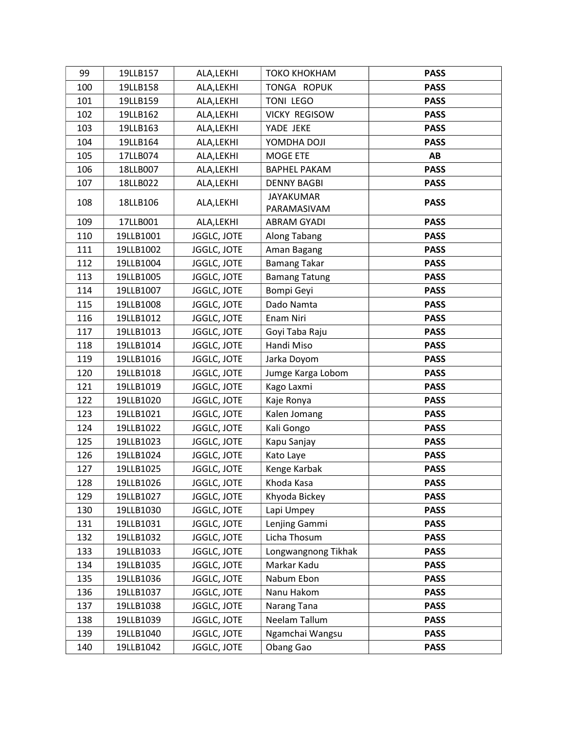| 99 | 19LLB157 | ALA,LEKHI | TOKO KHOKHAM | **PASS** |
|---|---|---|---|---|
| 100 | 19LLB158 | ALA,LEKHI | TONGA ROPUK | **PASS** |
| 101 | 19LLB159 | ALA,LEKHI | TONI LEGO | **PASS** |
| 102 | 19LLB162 | ALA,LEKHI | VICKY REGISOW | **PASS** |
| 103 | 19LLB163 | ALA,LEKHI | YADE JEKE | **PASS** |
| 104 | 19LLB164 | ALA,LEKHI | YOMDHA DOJI | **PASS** |
| 105 | 17LLB074 | ALA,LEKHI | MOGE ETE | **AB** |
| 106 | 18LLB007 | ALA,LEKHI | BAPHEL PAKAM | **PASS** |
| 107 | 18LLB022 | ALA,LEKHI | DENNY BAGBI | **PASS** |
| 108 | 18LLB106 | ALA,LEKHI | JAYAKUMAR PARAMASIVAM | **PASS** |
| 109 | 17LLB001 | ALA,LEKHI | ABRAM GYADI | **PASS** |
| 110 | 19LLB1001 | JGGLC, JOTE | Along Tabang | **PASS** |
| 111 | 19LLB1002 | JGGLC, JOTE | Aman Bagang | **PASS** |
| 112 | 19LLB1004 | JGGLC, JOTE | Bamang Takar | **PASS** |
| 113 | 19LLB1005 | JGGLC, JOTE | Bamang Tatung | **PASS** |
| 114 | 19LLB1007 | JGGLC, JOTE | Bompi Geyi | **PASS** |
| 115 | 19LLB1008 | JGGLC, JOTE | Dado Namta | **PASS** |
| 116 | 19LLB1012 | JGGLC, JOTE | Enam Niri | **PASS** |
| 117 | 19LLB1013 | JGGLC, JOTE | Goyi Taba Raju | **PASS** |
| 118 | 19LLB1014 | JGGLC, JOTE | Handi Miso | **PASS** |
| 119 | 19LLB1016 | JGGLC, JOTE | Jarka Doyom | **PASS** |
| 120 | 19LLB1018 | JGGLC, JOTE | Jumge Karga Lobom | **PASS** |
| 121 | 19LLB1019 | JGGLC, JOTE | Kago Laxmi | **PASS** |
| 122 | 19LLB1020 | JGGLC, JOTE | Kaje Ronya | **PASS** |
| 123 | 19LLB1021 | JGGLC, JOTE | Kalen Jomang | **PASS** |
| 124 | 19LLB1022 | JGGLC, JOTE | Kali Gongo | **PASS** |
| 125 | 19LLB1023 | JGGLC, JOTE | Kapu Sanjay | **PASS** |
| 126 | 19LLB1024 | JGGLC, JOTE | Kato Laye | **PASS** |
| 127 | 19LLB1025 | JGGLC, JOTE | Kenge Karbak | **PASS** |
| 128 | 19LLB1026 | JGGLC, JOTE | Khoda Kasa | **PASS** |
| 129 | 19LLB1027 | JGGLC, JOTE | Khyoda Bickey | **PASS** |
| 130 | 19LLB1030 | JGGLC, JOTE | Lapi Umpey | **PASS** |
| 131 | 19LLB1031 | JGGLC, JOTE | Lenjing Gammi | **PASS** |
| 132 | 19LLB1032 | JGGLC, JOTE | Licha Thosum | **PASS** |
| 133 | 19LLB1033 | JGGLC, JOTE | Longwangnong Tikhak | **PASS** |
| 134 | 19LLB1035 | JGGLC, JOTE | Markar Kadu | **PASS** |
| 135 | 19LLB1036 | JGGLC, JOTE | Nabum Ebon | **PASS** |
| 136 | 19LLB1037 | JGGLC, JOTE | Nanu Hakom | **PASS** |
| 137 | 19LLB1038 | JGGLC, JOTE | Narang Tana | **PASS** |
| 138 | 19LLB1039 | JGGLC, JOTE | Neelam Tallum | **PASS** |
| 139 | 19LLB1040 | JGGLC, JOTE | Ngamchai Wangsu | **PASS** |
| 140 | 19LLB1042 | JGGLC, JOTE | Obang Gao | **PASS** |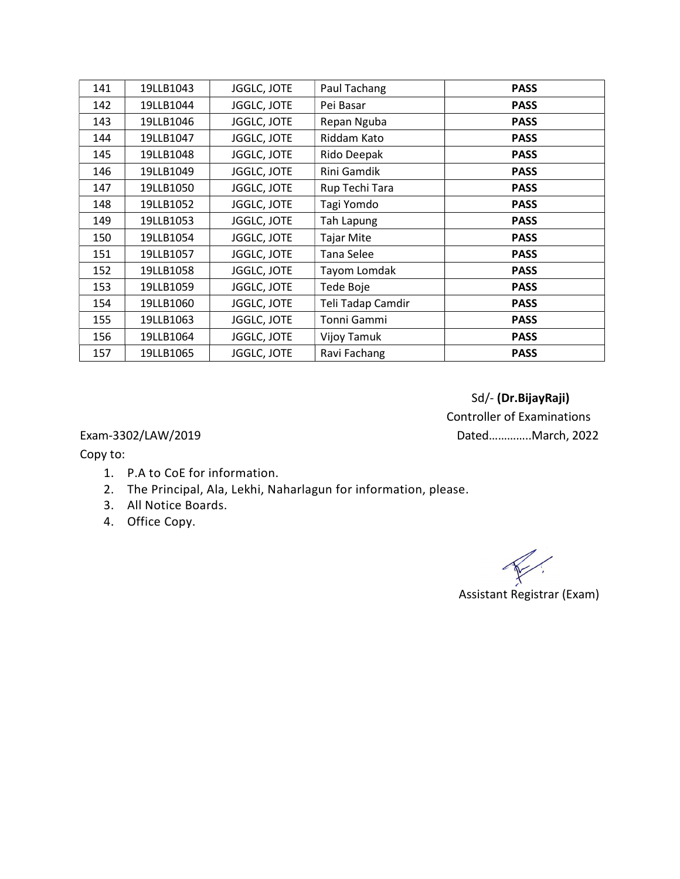| | | | | |
|---|---|---|---|---|
| 141 | 19LLB1043 | JGGLC, JOTE | Paul Tachang | **PASS** |
| 142 | 19LLB1044 | JGGLC, JOTE | Pei Basar | **PASS** |
| 143 | 19LLB1046 | JGGLC, JOTE | Repan Nguba | **PASS** |
| 144 | 19LLB1047 | JGGLC, JOTE | Riddam Kato | **PASS** |
| 145 | 19LLB1048 | JGGLC, JOTE | Rido Deepak | **PASS** |
| 146 | 19LLB1049 | JGGLC, JOTE | Rini Gamdik | **PASS** |
| 147 | 19LLB1050 | JGGLC, JOTE | Rup Techi Tara | **PASS** |
| 148 | 19LLB1052 | JGGLC, JOTE | Tagi Yomdo | **PASS** |
| 149 | 19LLB1053 | JGGLC, JOTE | Tah Lapung | **PASS** |
| 150 | 19LLB1054 | JGGLC, JOTE | Tajar Mite | **PASS** |
| 151 | 19LLB1057 | JGGLC, JOTE | Tana Selee | **PASS** |
| 152 | 19LLB1058 | JGGLC, JOTE | Tayom Lomdak | **PASS** |
| 153 | 19LLB1059 | JGGLC, JOTE | Tede Boje | **PASS** |
| 154 | 19LLB1060 | JGGLC, JOTE | Teli Tadap Camdir | **PASS** |
| 155 | 19LLB1063 | JGGLC, JOTE | Tonni Gammi | **PASS** |
| 156 | 19LLB1064 | JGGLC, JOTE | Vijoy Tamuk | **PASS** |
| 157 | 19LLB1065 | JGGLC, JOTE | Ravi Fachang | **PASS** |

Sd/- **(Dr.BijayRaji)**
Controller of Examinations

Exam-3302/LAW/2019 Dated………….March, 2022

Copy to:

1. P.A to CoE for information.
2. The Principal, Ala, Lekhi, Naharlagun for information, please.
3. All Notice Boards.
4. Office Copy.

Assistant Registrar (Exam)